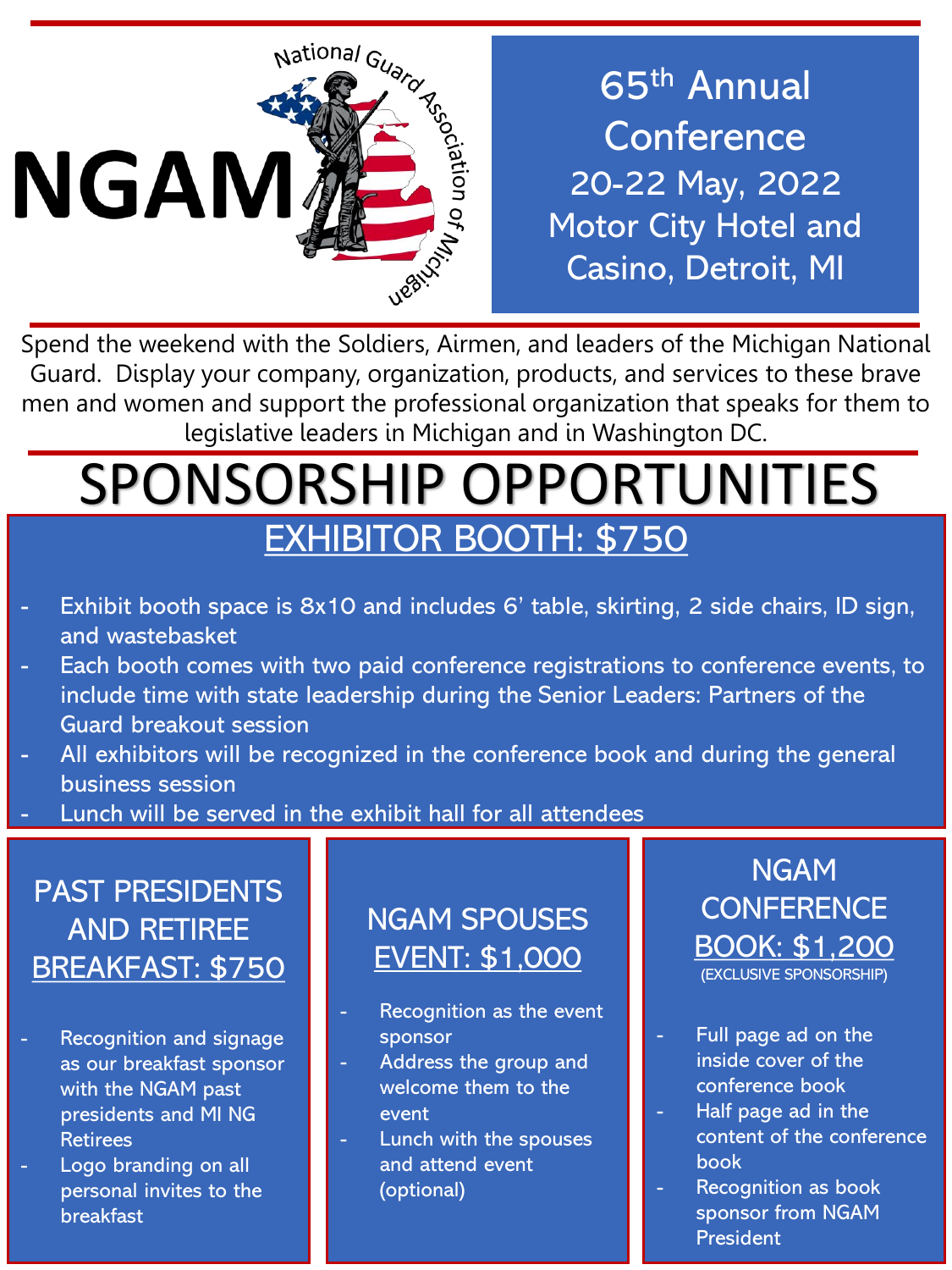# NGAM

National Guard Association of Michigan

## 65th Annual Conference

20-22 May, 2022

Motor City Hotel and Casino, Detroit, MI

Spend the weekend with the Soldiers, Airmen, and leaders of the Michigan National Guard. Display your company, organization, products, and services to these brave men and women and support the professional organization that speaks for them to legislative leaders in Michigan and in Washington DC.

# SPONSORSHIP OPPORTUNITIES

## EXHIBITOR BOOTH: $750

- Exhibit booth space is 8x10 and includes 6' table, skirting, 2 side chairs, ID sign, and wastebasket
- Each booth comes with two paid conference registrations to conference events, to include time with state leadership during the Senior Leaders: Partners of the Guard breakout session
- All exhibitors will be recognized in the conference book and during the general business session
- Lunch will be served in the exhibit hall for all attendees

## PAST PRESIDENTS AND RETIREE BREAKFAST: $750

- Recognition and signage as our breakfast sponsor with the NGAM past presidents and MI NG Retirees
- Logo branding on all personal invites to the breakfast

## NGAM SPOUSES EVENT: $1,000

- Recognition as the event sponsor
- Address the group and welcome them to the event
- Lunch with the spouses and attend event (optional)

## NGAM CONFERENCE BOOK: $1,200

(EXCLUSIVE SPONSORSHIP)

- Full page ad on the inside cover of the conference book
- Half page ad in the content of the conference book
- Recognition as book sponsor from NGAM President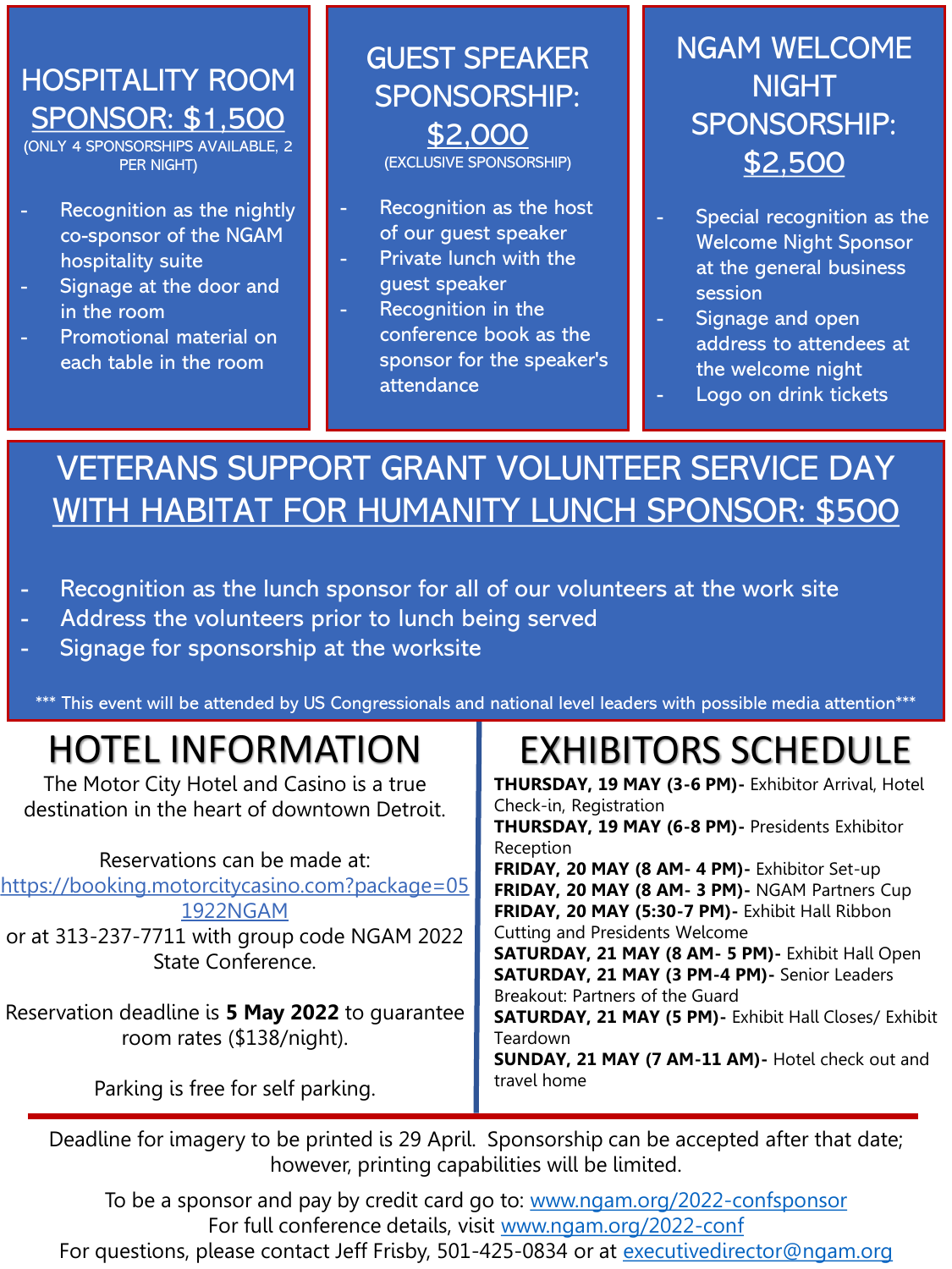## HOSPITALITY ROOM SPONSOR: $1,500

(ONLY 4 SPONSORSHIPS AVAILABLE, 2 PER NIGHT)

- Recognition as the nightly co-sponsor of the NGAM hospitality suite
- Signage at the door and in the room
- Promotional material on each table in the room

## GUEST SPEAKER SPONSORSHIP: $2,000

(EXCLUSIVE SPONSORSHIP)

- Recognition as the host of our guest speaker
- Private lunch with the guest speaker
- Recognition in the conference book as the sponsor for the speaker's attendance

## NGAM WELCOME NIGHT SPONSORSHIP: $2,500

- Special recognition as the Welcome Night Sponsor at the general business session
- Signage and open address to attendees at the welcome night
- Logo on drink tickets

## VETERANS SUPPORT GRANT VOLUNTEER SERVICE DAY WITH HABITAT FOR HUMANITY LUNCH SPONSOR: $500

- Recognition as the lunch sponsor for all of our volunteers at the work site
- Address the volunteers prior to lunch being served
- Signage for sponsorship at the worksite

*** This event will be attended by US Congressionals and national level leaders with possible media attention***

# HOTEL INFORMATION

The Motor City Hotel and Casino is a true destination in the heart of downtown Detroit.

Reservations can be made at: https://booking.motorcitycasino.com?package=051922NGAM or at 313-237-7711 with group code NGAM 2022 State Conference.

Reservation deadline is **5 May 2022** to guarantee room rates ($138/night).

Parking is free for self parking.

# EXHIBITORS SCHEDULE

**THURSDAY, 19 MAY (3-6 PM)-** Exhibitor Arrival, Hotel Check-in, Registration
**THURSDAY, 19 MAY (6-8 PM)-** Presidents Exhibitor Reception
**FRIDAY, 20 MAY (8 AM- 4 PM)-** Exhibitor Set-up
**FRIDAY, 20 MAY (8 AM- 3 PM)-** NGAM Partners Cup
**FRIDAY, 20 MAY (5:30-7 PM)-** Exhibit Hall Ribbon Cutting and Presidents Welcome
**SATURDAY, 21 MAY (8 AM- 5 PM)-** Exhibit Hall Open
**SATURDAY, 21 MAY (3 PM-4 PM)-** Senior Leaders Breakout: Partners of the Guard
**SATURDAY, 21 MAY (5 PM)-** Exhibit Hall Closes/ Exhibit Teardown
**SUNDAY, 21 MAY (7 AM-11 AM)-** Hotel check out and travel home

---

Deadline for imagery to be printed is 29 April. Sponsorship can be accepted after that date; however, printing capabilities will be limited.

To be a sponsor and pay by credit card go to: www.ngam.org/2022-confsponsor
For full conference details, visit www.ngam.org/2022-conf
For questions, please contact Jeff Frisby, 501-425-0834 or at executivedirector@ngam.org